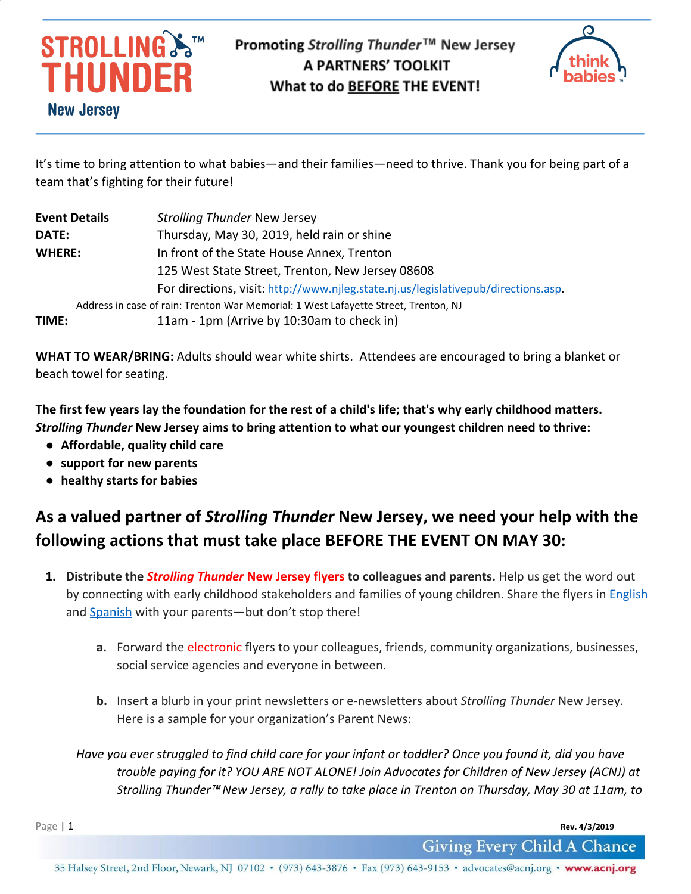# Promoting *Strolling Thunder*™ New Jersey
## A PARTNERS' TOOLKIT
## What to do BEFORE THE EVENT!

STROLLING THUNDER™ New Jersey

think babies™

It's time to bring attention to what babies—and their families—need to thrive. Thank you for being part of a team that's fighting for their future!

**Event Details** *Strolling Thunder* New Jersey

**DATE:** Thursday, May 30, 2019, held rain or shine

**WHERE:** In front of the State House Annex, Trenton
125 West State Street, Trenton, New Jersey 08608
For directions, visit: http://www.njleg.state.nj.us/legislativepub/directions.asp.

Address in case of rain: Trenton War Memorial: 1 West Lafayette Street, Trenton, NJ

**TIME:** 11am - 1pm (Arrive by 10:30am to check in)

**WHAT TO WEAR/BRING:** Adults should wear white shirts. Attendees are encouraged to bring a blanket or beach towel for seating.

**The first few years lay the foundation for the rest of a child's life; that's why early childhood matters. *Strolling Thunder* New Jersey aims to bring attention to what our youngest children need to thrive:**

- **Affordable, quality child care**
- **support for new parents**
- **healthy starts for babies**

## As a valued partner of *Strolling Thunder* New Jersey, we need your help with the following actions that must take place BEFORE THE EVENT ON MAY 30:

1. **Distribute the *Strolling Thunder* New Jersey flyers to colleagues and parents.** Help us get the word out by connecting with early childhood stakeholders and families of young children. Share the flyers in English and Spanish with your parents—but don't stop there!

    a. Forward the electronic flyers to your colleagues, friends, community organizations, businesses, social service agencies and everyone in between.

    b. Insert a blurb in your print newsletters or e-newsletters about *Strolling Thunder* New Jersey. Here is a sample for your organization's Parent News:

*Have you ever struggled to find child care for your infant or toddler? Once you found it, did you have trouble paying for it? YOU ARE NOT ALONE! Join Advocates for Children of New Jersey (ACNJ) at Strolling Thunder™ New Jersey, a rally to take place in Trenton on Thursday, May 30 at 11am, to*

Rev. 4/3/2019

Giving Every Child A Chance

35 Halsey Street, 2nd Floor, Newark, NJ 07102 • (973) 643-3876 • Fax (973) 643-9153 • advocates@acnj.org • www.acnj.org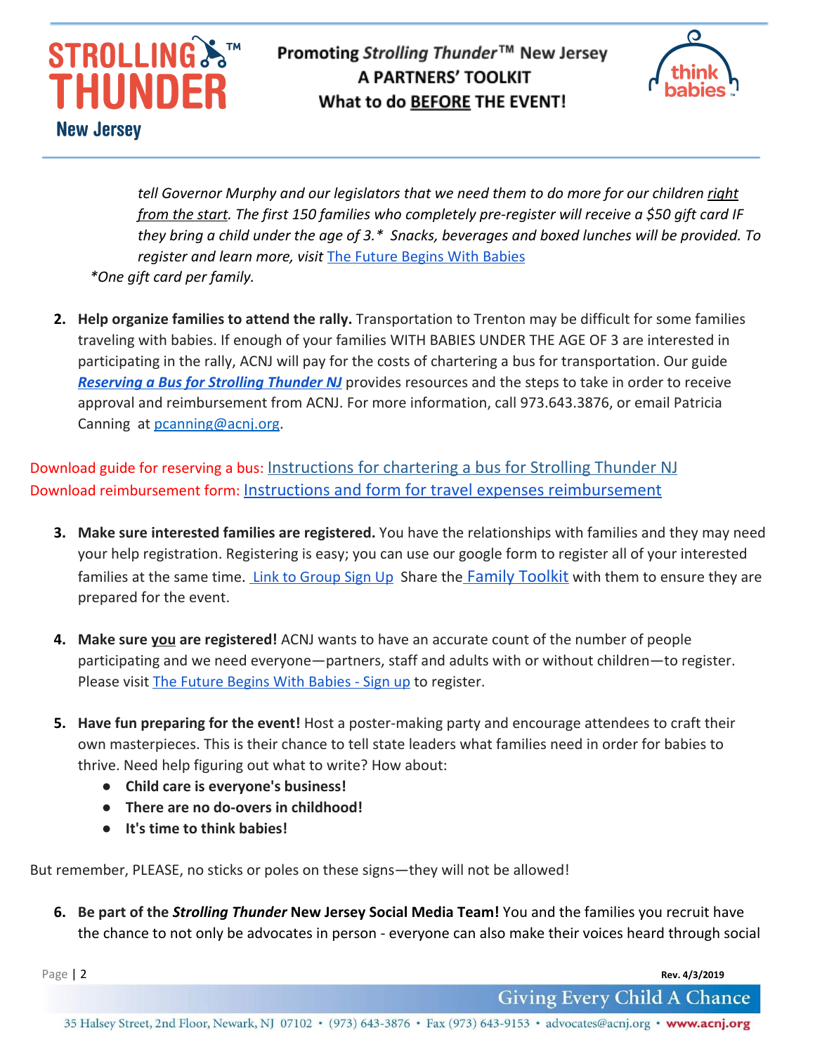*tell Governor Murphy and our legislators that we need them to do more for our children right from the start. The first 150 families who completely pre-register will receive a $50 gift card IF they bring a child under the age of 3.* Snacks, beverages and boxed lunches will be provided. To register and learn more, visit* The Future Begins With Babies

*\*One gift card per family.*

2. **Help organize families to attend the rally.** Transportation to Trenton may be difficult for some families traveling with babies. If enough of your families WITH BABIES UNDER THE AGE OF 3 are interested in participating in the rally, ACNJ will pay for the costs of chartering a bus for transportation. Our guide ***Reserving a Bus for Strolling Thunder NJ*** provides resources and the steps to take in order to receive approval and reimbursement from ACNJ. For more information, call 973.643.3876, or email Patricia Canning at pcanning@acnj.org.

Download guide for reserving a bus: Instructions for chartering a bus for Strolling Thunder NJ
Download reimbursement form: Instructions and form for travel expenses reimbursement

3. **Make sure interested families are registered.** You have the relationships with families and they may need your help registration. Registering is easy; you can use our google form to register all of your interested families at the same time. Link to Group Sign Up Share the Family Toolkit with them to ensure they are prepared for the event.

4. **Make sure you are registered!** ACNJ wants to have an accurate count of the number of people participating and we need everyone—partners, staff and adults with or without children—to register. Please visit The Future Begins With Babies - Sign up to register.

5. **Have fun preparing for the event!** Host a poster-making party and encourage attendees to craft their own masterpieces. This is their chance to tell state leaders what families need in order for babies to thrive. Need help figuring out what to write? How about:
   - **Child care is everyone's business!**
   - **There are no do-overs in childhood!**
   - **It's time to think babies!**

But remember, PLEASE, no sticks or poles on these signs—they will not be allowed!

6. **Be part of the *Strolling Thunder* New Jersey Social Media Team!** You and the families you recruit have the chance to not only be advocates in person - everyone can also make their voices heard through social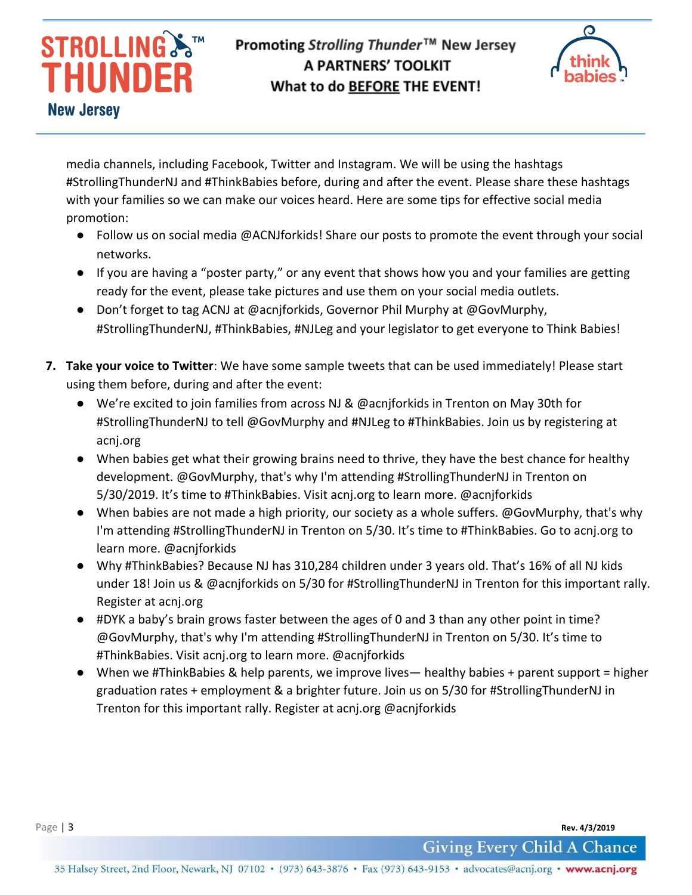media channels, including Facebook, Twitter and Instagram. We will be using the hashtags #StrollingThunderNJ and #ThinkBabies before, during and after the event. Please share these hashtags with your families so we can make our voices heard. Here are some tips for effective social media promotion:

- Follow us on social media @ACNJforkids! Share our posts to promote the event through your social networks.
- If you are having a "poster party," or any event that shows how you and your families are getting ready for the event, please take pictures and use them on your social media outlets.
- Don't forget to tag ACNJ at @acnjforkids, Governor Phil Murphy at @GovMurphy, #StrollingThunderNJ, #ThinkBabies, #NJLeg and your legislator to get everyone to Think Babies!

7. **Take your voice to Twitter**: We have some sample tweets that can be used immediately! Please start using them before, during and after the event:
   - We're excited to join families from across NJ & @acnjforkids in Trenton on May 30th for #StrollingThunderNJ to tell @GovMurphy and #NJLeg to #ThinkBabies. Join us by registering at acnj.org
   - When babies get what their growing brains need to thrive, they have the best chance for healthy development. @GovMurphy, that's why I'm attending #StrollingThunderNJ in Trenton on 5/30/2019. It's time to #ThinkBabies. Visit acnj.org to learn more. @acnjforkids
   - When babies are not made a high priority, our society as a whole suffers. @GovMurphy, that's why I'm attending #StrollingThunderNJ in Trenton on 5/30. It's time to #ThinkBabies. Go to acnj.org to learn more. @acnjforkids
   - Why #ThinkBabies? Because NJ has 310,284 children under 3 years old. That's 16% of all NJ kids under 18! Join us & @acnjforkids on 5/30 for #StrollingThunderNJ in Trenton for this important rally. Register at acnj.org
   - #DYK a baby's brain grows faster between the ages of 0 and 3 than any other point in time? @GovMurphy, that's why I'm attending #StrollingThunderNJ in Trenton on 5/30. It's time to #ThinkBabies. Visit acnj.org to learn more. @acnjforkids
   - When we #ThinkBabies & help parents, we improve lives— healthy babies + parent support = higher graduation rates + employment & a brighter future. Join us on 5/30 for #StrollingThunderNJ in Trenton for this important rally. Register at acnj.org @acnjforkids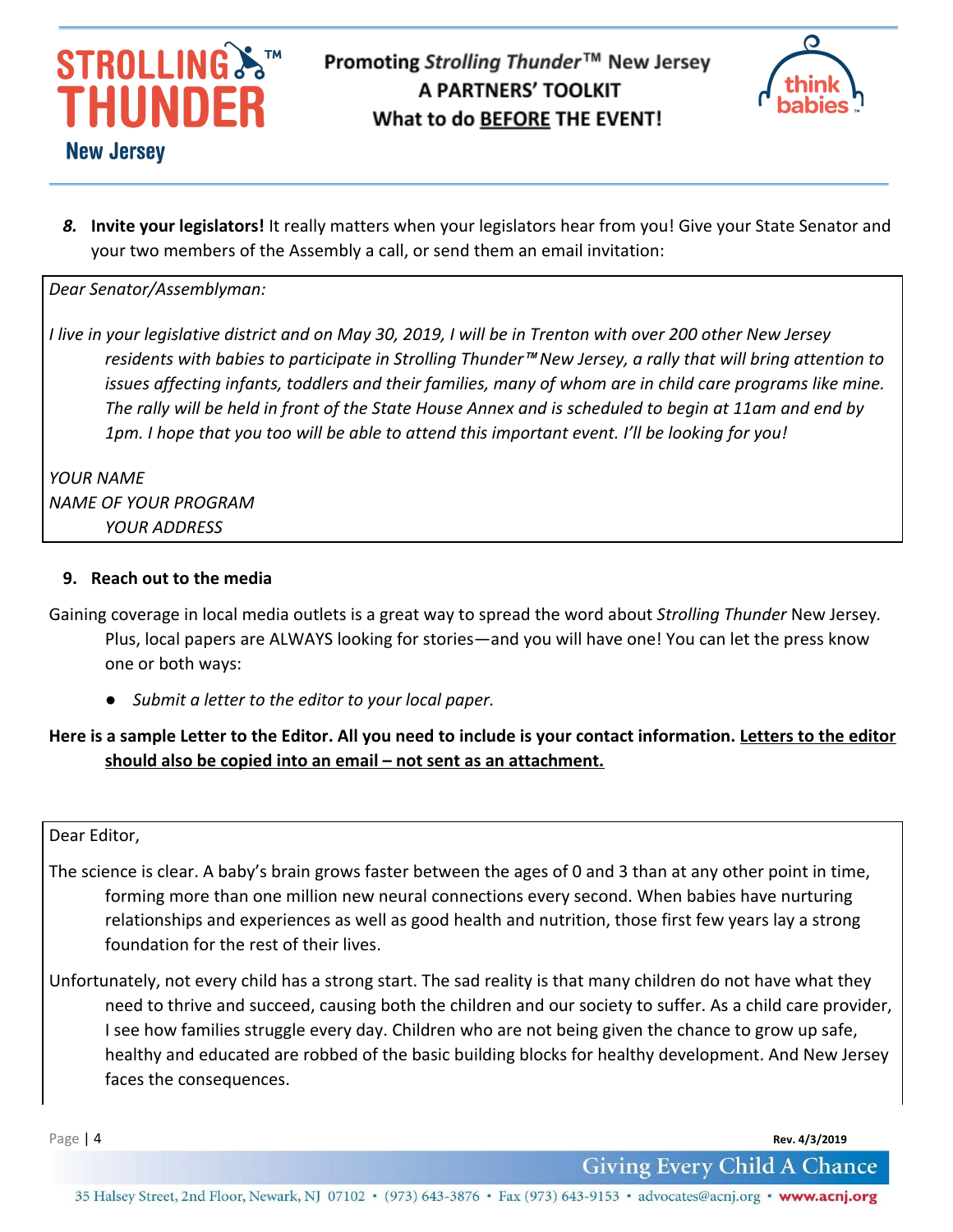8. **Invite your legislators!** It really matters when your legislators hear from you! Give your State Senator and your two members of the Assembly a call, or send them an email invitation:

> *Dear Senator/Assemblyman:*
>
> *I live in your legislative district and on May 30, 2019, I will be in Trenton with over 200 other New Jersey residents with babies to participate in Strolling Thunder™ New Jersey, a rally that will bring attention to issues affecting infants, toddlers and their families, many of whom are in child care programs like mine. The rally will be held in front of the State House Annex and is scheduled to begin at 11am and end by 1pm. I hope that you too will be able to attend this important event. I'll be looking for you!*
>
> *YOUR NAME*
> *NAME OF YOUR PROGRAM*
> *YOUR ADDRESS*

9. **Reach out to the media**

Gaining coverage in local media outlets is a great way to spread the word about *Strolling Thunder* New Jersey. Plus, local papers are ALWAYS looking for stories—and you will have one! You can let the press know one or both ways:

- *Submit a letter to the editor to your local paper.*

**Here is a sample Letter to the Editor. All you need to include is your contact information. <u>Letters to the editor should also be copied into an email – not sent as an attachment.</u>**

> Dear Editor,
>
> The science is clear. A baby's brain grows faster between the ages of 0 and 3 than at any other point in time, forming more than one million new neural connections every second. When babies have nurturing relationships and experiences as well as good health and nutrition, those first few years lay a strong foundation for the rest of their lives.
>
> Unfortunately, not every child has a strong start. The sad reality is that many children do not have what they need to thrive and succeed, causing both the children and our society to suffer. As a child care provider, I see how families struggle every day. Children who are not being given the chance to grow up safe, healthy and educated are robbed of the basic building blocks for healthy development. And New Jersey faces the consequences.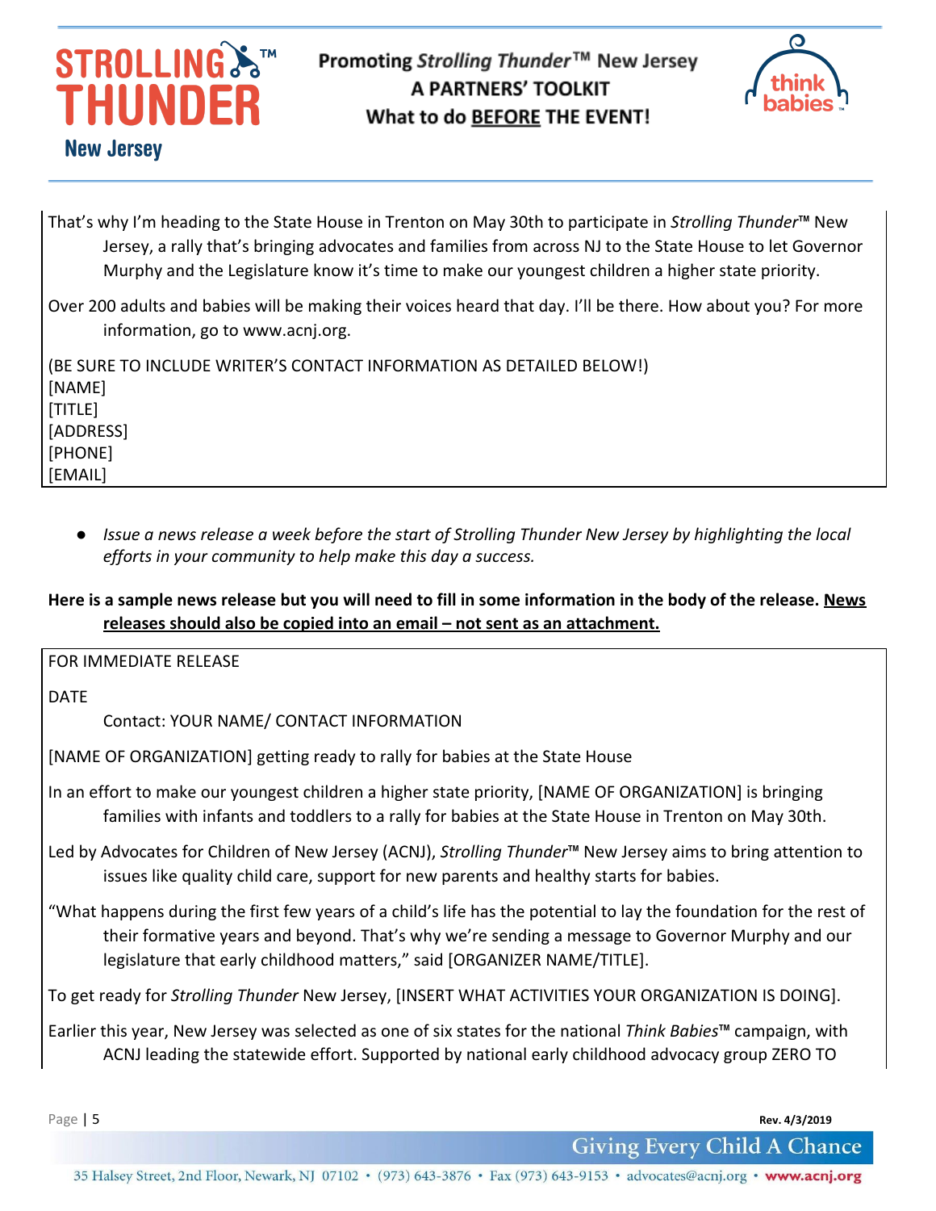That's why I'm heading to the State House in Trenton on May 30th to participate in *Strolling Thunder*™ New Jersey, a rally that's bringing advocates and families from across NJ to the State House to let Governor Murphy and the Legislature know it's time to make our youngest children a higher state priority.

Over 200 adults and babies will be making their voices heard that day. I'll be there. How about you? For more information, go to www.acnj.org.

(BE SURE TO INCLUDE WRITER'S CONTACT INFORMATION AS DETAILED BELOW!)
[NAME]
[TITLE]
[ADDRESS]
[PHONE]
[EMAIL]

- *Issue a news release a week before the start of Strolling Thunder New Jersey by highlighting the local efforts in your community to help make this day a success.*

**Here is a sample news release but you will need to fill in some information in the body of the release. <u>News releases should also be copied into an email – not sent as an attachment.</u>**

FOR IMMEDIATE RELEASE

DATE

Contact: YOUR NAME/ CONTACT INFORMATION

[NAME OF ORGANIZATION] getting ready to rally for babies at the State House

In an effort to make our youngest children a higher state priority, [NAME OF ORGANIZATION] is bringing families with infants and toddlers to a rally for babies at the State House in Trenton on May 30th.

Led by Advocates for Children of New Jersey (ACNJ), *Strolling Thunder*™ New Jersey aims to bring attention to issues like quality child care, support for new parents and healthy starts for babies.

"What happens during the first few years of a child's life has the potential to lay the foundation for the rest of their formative years and beyond. That's why we're sending a message to Governor Murphy and our legislature that early childhood matters," said [ORGANIZER NAME/TITLE].

To get ready for *Strolling Thunder* New Jersey, [INSERT WHAT ACTIVITIES YOUR ORGANIZATION IS DOING].

Earlier this year, New Jersey was selected as one of six states for the national *Think Babies*™ campaign, with ACNJ leading the statewide effort. Supported by national early childhood advocacy group ZERO TO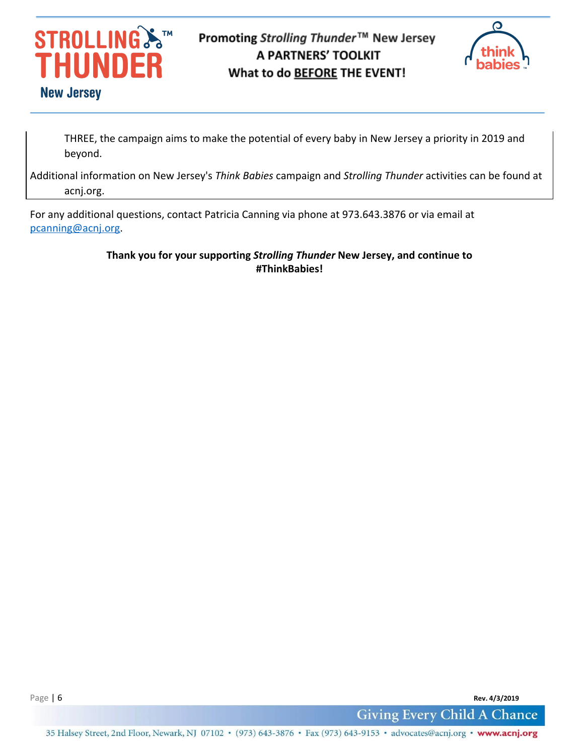THREE, the campaign aims to make the potential of every baby in New Jersey a priority in 2019 and beyond.

Additional information on New Jersey's *Think Babies* campaign and *Strolling Thunder* activities can be found at acnj.org.

For any additional questions, contact Patricia Canning via phone at 973.643.3876 or via email at pcanning@acnj.org.

**Thank you for your supporting *Strolling Thunder* New Jersey, and continue to #ThinkBabies!**